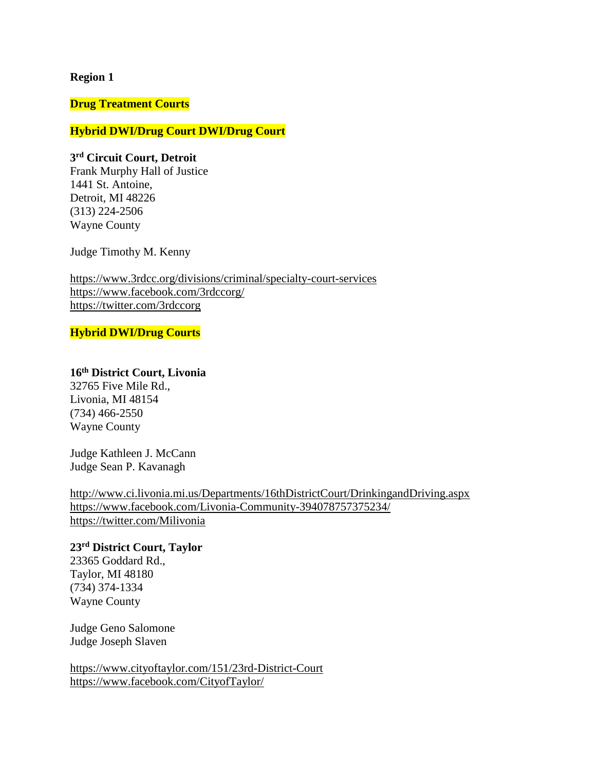**Region 1**

**Drug Treatment Courts**

**Hybrid DWI/Drug Court DWI/Drug Court**

**3rd Circuit Court, Detroit**
Frank Murphy Hall of Justice
1441 St. Antoine,
Detroit, MI 48226
(313) 224-2506
Wayne County

Judge Timothy M. Kenny

https://www.3rdcc.org/divisions/criminal/specialty-court-services
https://www.facebook.com/3rdccorg/
https://twitter.com/3rdccorg

**Hybrid DWI/Drug Courts**

**16th District Court, Livonia**
32765 Five Mile Rd.,
Livonia, MI 48154
(734) 466-2550
Wayne County

Judge Kathleen J. McCann
Judge Sean P. Kavanagh

http://www.ci.livonia.mi.us/Departments/16thDistrictCourt/DrinkingandDriving.aspx
https://www.facebook.com/Livonia-Community-394078757375234/
https://twitter.com/Milivonia

**23rd District Court, Taylor**
23365 Goddard Rd.,
Taylor, MI 48180
(734) 374-1334
Wayne County

Judge Geno Salomone
Judge Joseph Slaven

https://www.cityoftaylor.com/151/23rd-District-Court
https://www.facebook.com/CityofTaylor/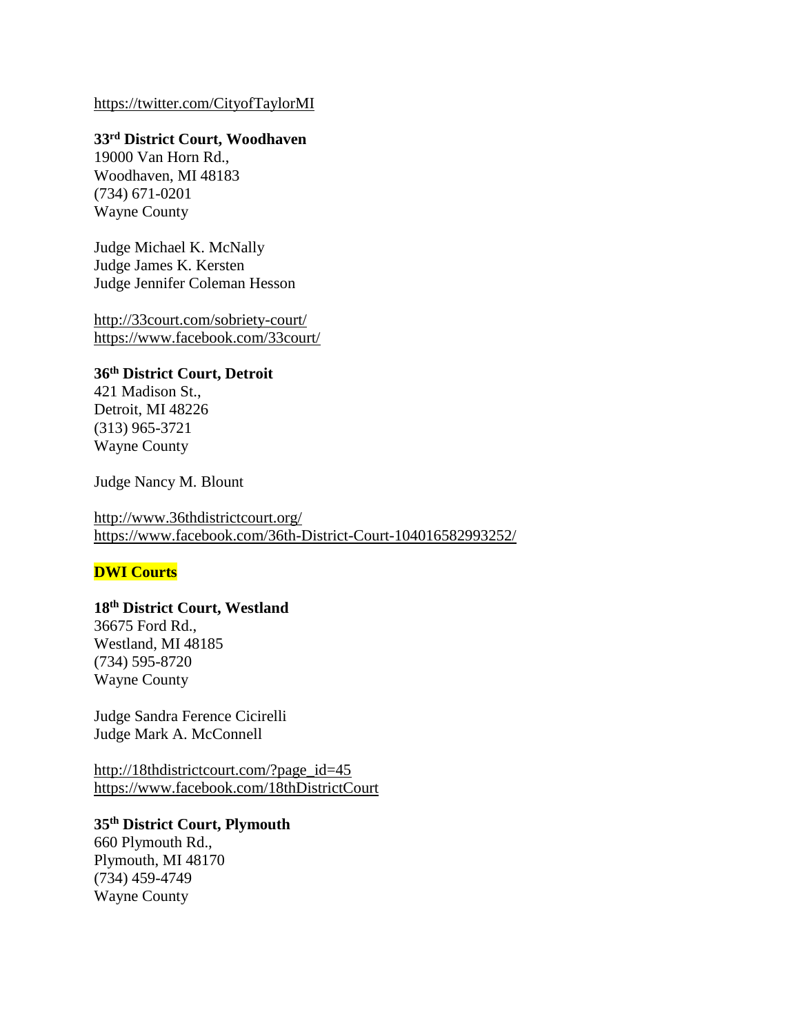https://twitter.com/CityofTaylorMI

**33rd District Court, Woodhaven**
19000 Van Horn Rd.,
Woodhaven, MI 48183
(734) 671-0201
Wayne County

Judge Michael K. McNally
Judge James K. Kersten
Judge Jennifer Coleman Hesson

http://33court.com/sobriety-court/
https://www.facebook.com/33court/

**36th District Court, Detroit**
421 Madison St.,
Detroit, MI 48226
(313) 965-3721
Wayne County

Judge Nancy M. Blount

http://www.36thdistrictcourt.org/
https://www.facebook.com/36th-District-Court-104016582993252/

## DWI Courts

**18th District Court, Westland**
36675 Ford Rd.,
Westland, MI 48185
(734) 595-8720
Wayne County

Judge Sandra Ference Cicirelli
Judge Mark A. McConnell

http://18thdistrictcourt.com/?page_id=45
https://www.facebook.com/18thDistrictCourt

**35th District Court, Plymouth**
660 Plymouth Rd.,
Plymouth, MI 48170
(734) 459-4749
Wayne County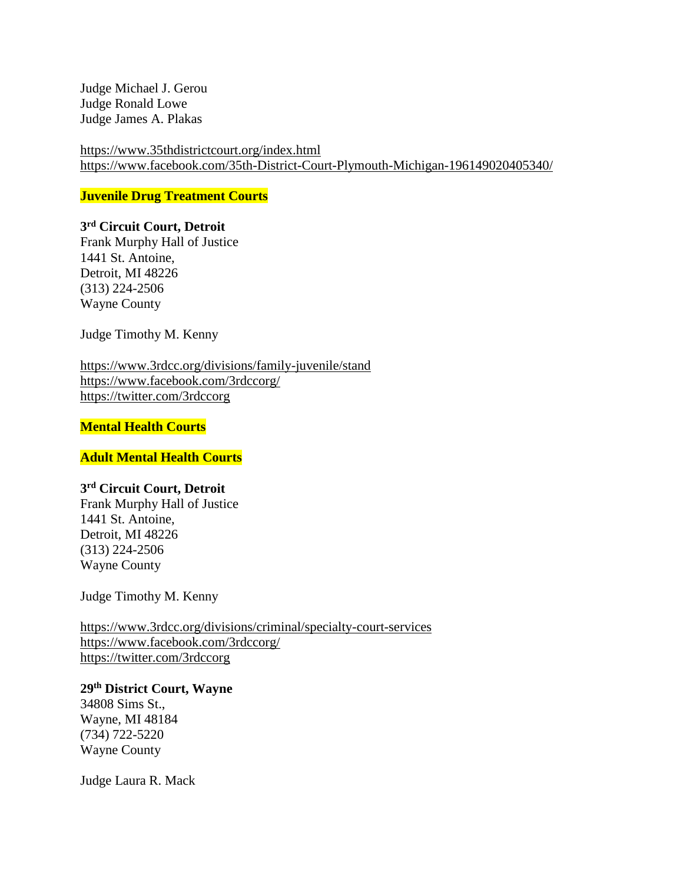Judge Michael J. Gerou
Judge Ronald Lowe
Judge James A. Plakas

https://www.35thdistrictcourt.org/index.html
https://www.facebook.com/35th-District-Court-Plymouth-Michigan-196149020405340/

## Juvenile Drug Treatment Courts

**3rd Circuit Court, Detroit**
Frank Murphy Hall of Justice
1441 St. Antoine,
Detroit, MI 48226
(313) 224-2506
Wayne County

Judge Timothy M. Kenny

https://www.3rdcc.org/divisions/family-juvenile/stand
https://www.facebook.com/3rdccorg/
https://twitter.com/3rdccorg

## Mental Health Courts

## Adult Mental Health Courts

**3rd Circuit Court, Detroit**
Frank Murphy Hall of Justice
1441 St. Antoine,
Detroit, MI 48226
(313) 224-2506
Wayne County

Judge Timothy M. Kenny

https://www.3rdcc.org/divisions/criminal/specialty-court-services
https://www.facebook.com/3rdccorg/
https://twitter.com/3rdccorg

**29th District Court, Wayne**
34808 Sims St.,
Wayne, MI 48184
(734) 722-5220
Wayne County

Judge Laura R. Mack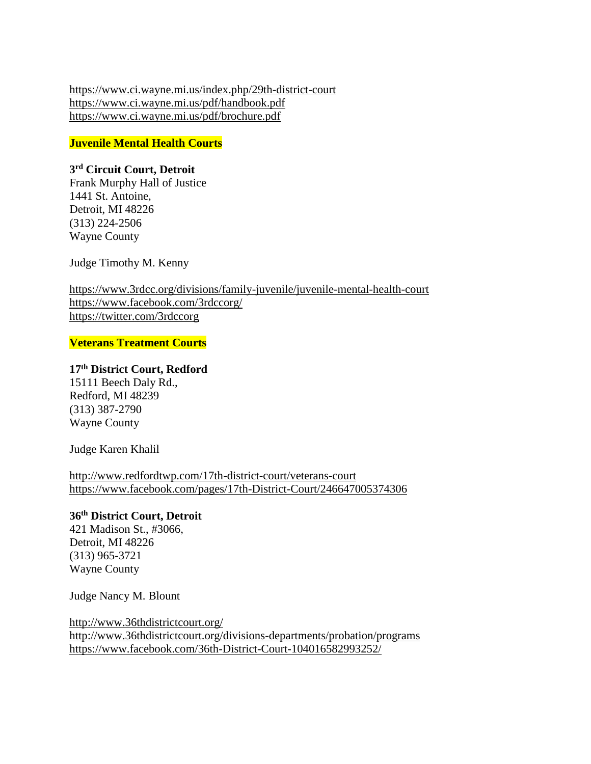https://www.ci.wayne.mi.us/index.php/29th-district-court
https://www.ci.wayne.mi.us/pdf/handbook.pdf
https://www.ci.wayne.mi.us/pdf/brochure.pdf

## Juvenile Mental Health Courts

**3rd Circuit Court, Detroit**
Frank Murphy Hall of Justice
1441 St. Antoine,
Detroit, MI 48226
(313) 224-2506
Wayne County

Judge Timothy M. Kenny

https://www.3rdcc.org/divisions/family-juvenile/juvenile-mental-health-court
https://www.facebook.com/3rdccorg/
https://twitter.com/3rdccorg

## Veterans Treatment Courts

**17th District Court, Redford**
15111 Beech Daly Rd.,
Redford, MI 48239
(313) 387-2790
Wayne County

Judge Karen Khalil

http://www.redfordtwp.com/17th-district-court/veterans-court
https://www.facebook.com/pages/17th-District-Court/246647005374306

**36th District Court, Detroit**
421 Madison St., #3066,
Detroit, MI 48226
(313) 965-3721
Wayne County

Judge Nancy M. Blount

http://www.36thdistrictcourt.org/
http://www.36thdistrictcourt.org/divisions-departments/probation/programs
https://www.facebook.com/36th-District-Court-104016582993252/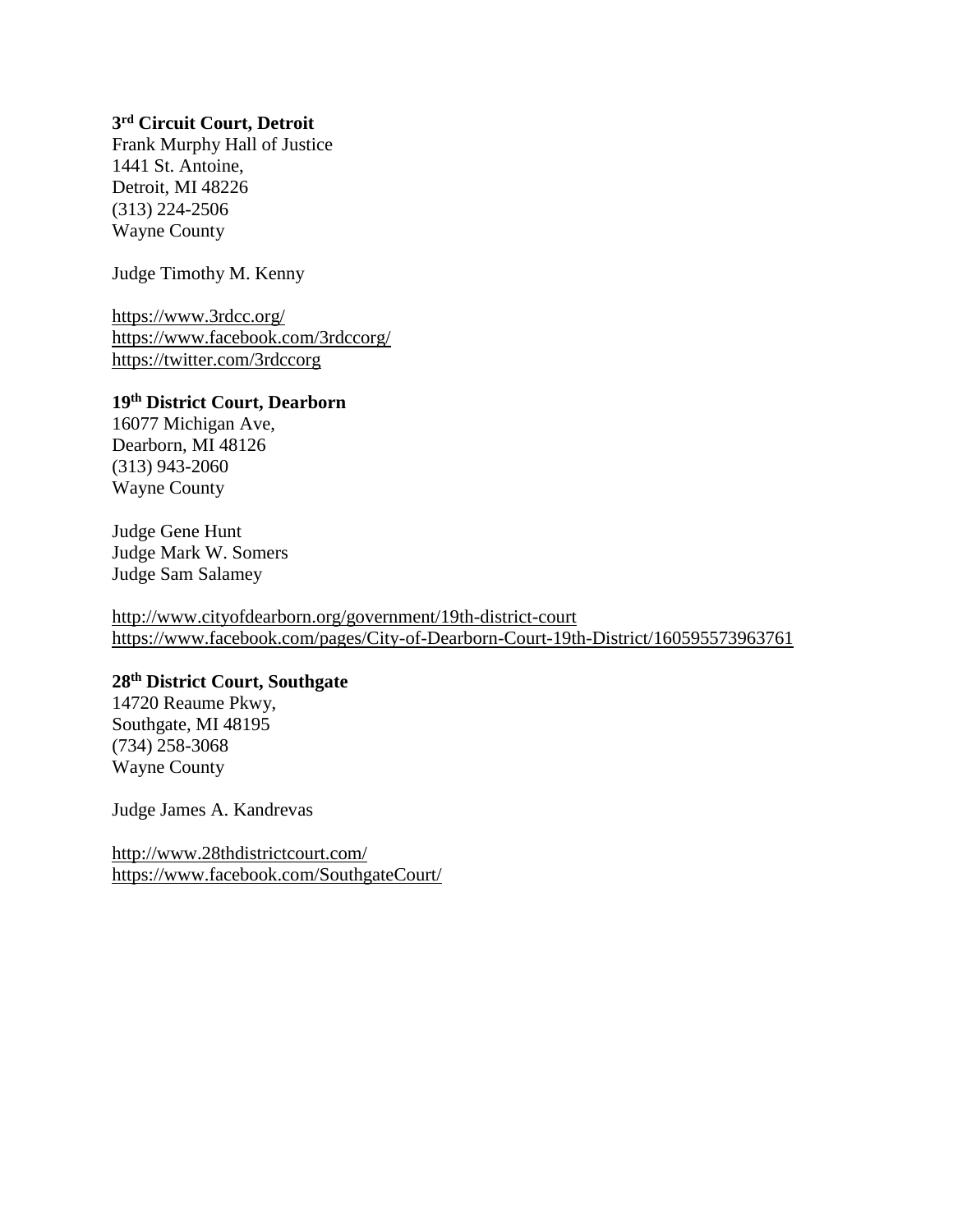**3rd Circuit Court, Detroit**
Frank Murphy Hall of Justice
1441 St. Antoine,
Detroit, MI 48226
(313) 224-2506
Wayne County

Judge Timothy M. Kenny

https://www.3rdcc.org/
https://www.facebook.com/3rdccorg/
https://twitter.com/3rdccorg

**19th District Court, Dearborn**
16077 Michigan Ave,
Dearborn, MI 48126
(313) 943-2060
Wayne County

Judge Gene Hunt
Judge Mark W. Somers
Judge Sam Salamey

http://www.cityofdearborn.org/government/19th-district-court
https://www.facebook.com/pages/City-of-Dearborn-Court-19th-District/160595573963761

**28th District Court, Southgate**
14720 Reaume Pkwy,
Southgate, MI 48195
(734) 258-3068
Wayne County

Judge James A. Kandrevas

http://www.28thdistrictcourt.com/
https://www.facebook.com/SouthgateCourt/